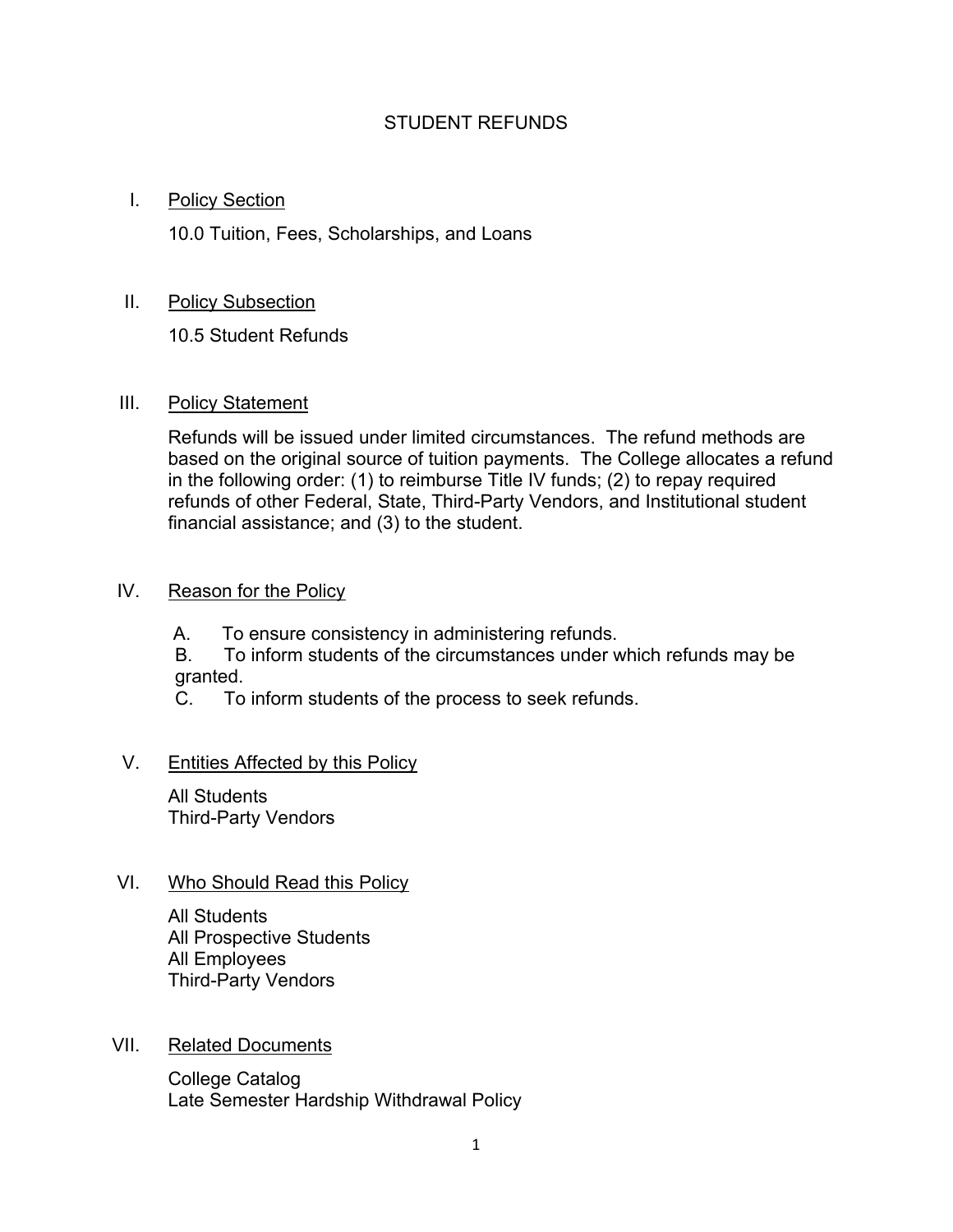# STUDENT REFUNDS

## I. Policy Section

10.0 Tuition, Fees, Scholarships, and Loans

## II. Policy Subsection

10.5 Student Refunds

## III. Policy Statement

Refunds will be issued under limited circumstances. The refund methods are based on the original source of tuition payments. The College allocates a refund in the following order: (1) to reimburse Title IV funds; (2) to repay required refunds of other Federal, State, Third-Party Vendors, and Institutional student financial assistance; and (3) to the student.

## IV. Reason for the Policy

A. To ensure consistency in administering refunds.

B. To inform students of the circumstances under which refunds may be granted.

C. To inform students of the process to seek refunds.

## V. Entities Affected by this Policy

All Students
Third-Party Vendors

## VI. Who Should Read this Policy

All Students
All Prospective Students
All Employees
Third-Party Vendors

## VII. Related Documents

College Catalog
Late Semester Hardship Withdrawal Policy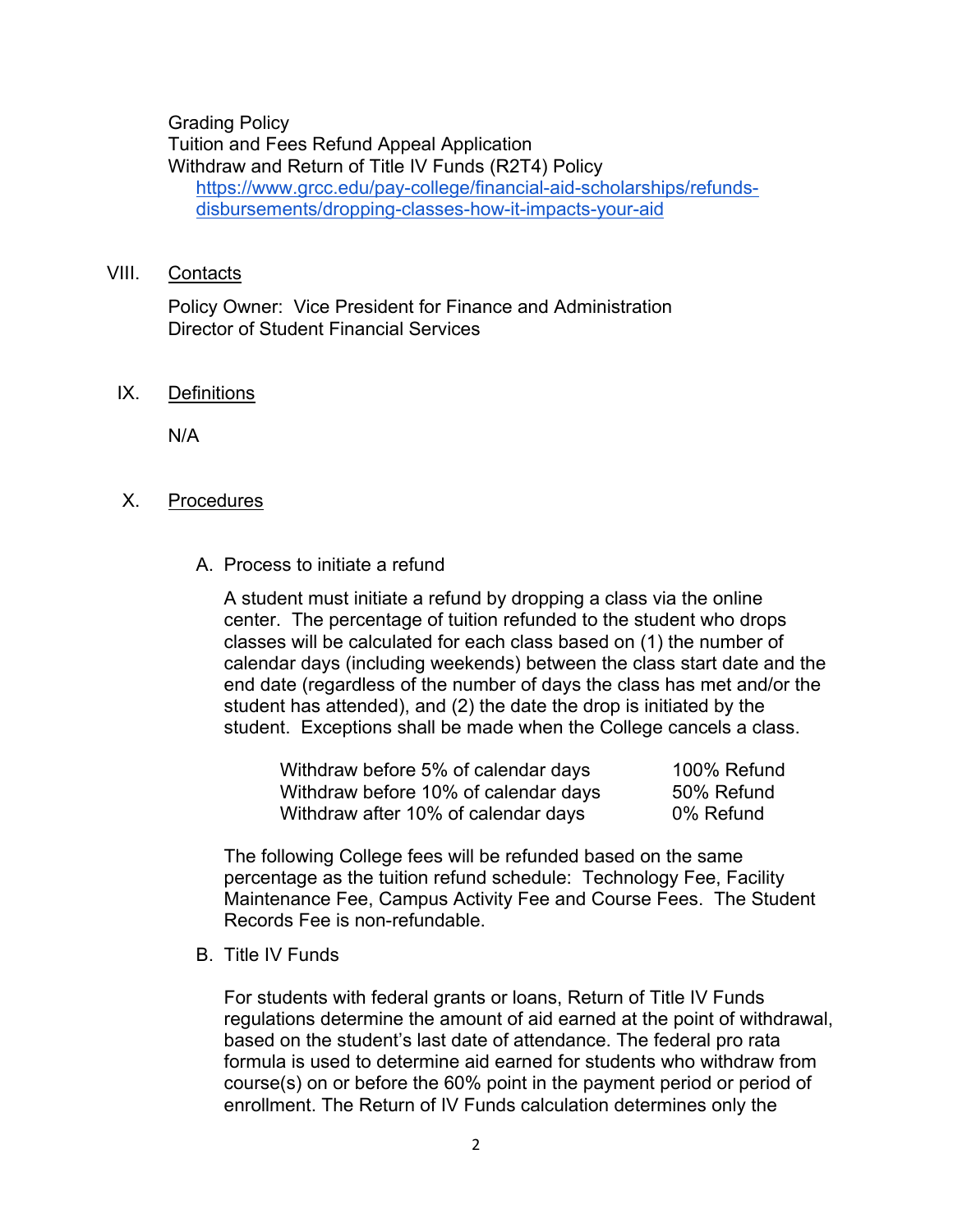Grading Policy
Tuition and Fees Refund Appeal Application
Withdraw and Return of Title IV Funds (R2T4) Policy
[https://www.grcc.edu/pay-college/financial-aid-scholarships/refunds-disbursements/dropping-classes-how-it-impacts-your-aid](https://www.grcc.edu/pay-college/financial-aid-scholarships/refunds-disbursements/dropping-classes-how-it-impacts-your-aid)

## VIII. Contacts

Policy Owner: Vice President for Finance and Administration
Director of Student Financial Services

## IX. Definitions

N/A

## X. Procedures

### A. Process to initiate a refund

A student must initiate a refund by dropping a class via the online center. The percentage of tuition refunded to the student who drops classes will be calculated for each class based on (1) the number of calendar days (including weekends) between the class start date and the end date (regardless of the number of days the class has met and/or the student has attended), and (2) the date the drop is initiated by the student. Exceptions shall be made when the College cancels a class.

| | |
|---|---|
| Withdraw before 5% of calendar days | 100% Refund |
| Withdraw before 10% of calendar days | 50% Refund |
| Withdraw after 10% of calendar days | 0% Refund |

The following College fees will be refunded based on the same percentage as the tuition refund schedule: Technology Fee, Facility Maintenance Fee, Campus Activity Fee and Course Fees. The Student Records Fee is non-refundable.

### B. Title IV Funds

For students with federal grants or loans, Return of Title IV Funds regulations determine the amount of aid earned at the point of withdrawal, based on the student's last date of attendance. The federal pro rata formula is used to determine aid earned for students who withdraw from course(s) on or before the 60% point in the payment period or period of enrollment. The Return of IV Funds calculation determines only the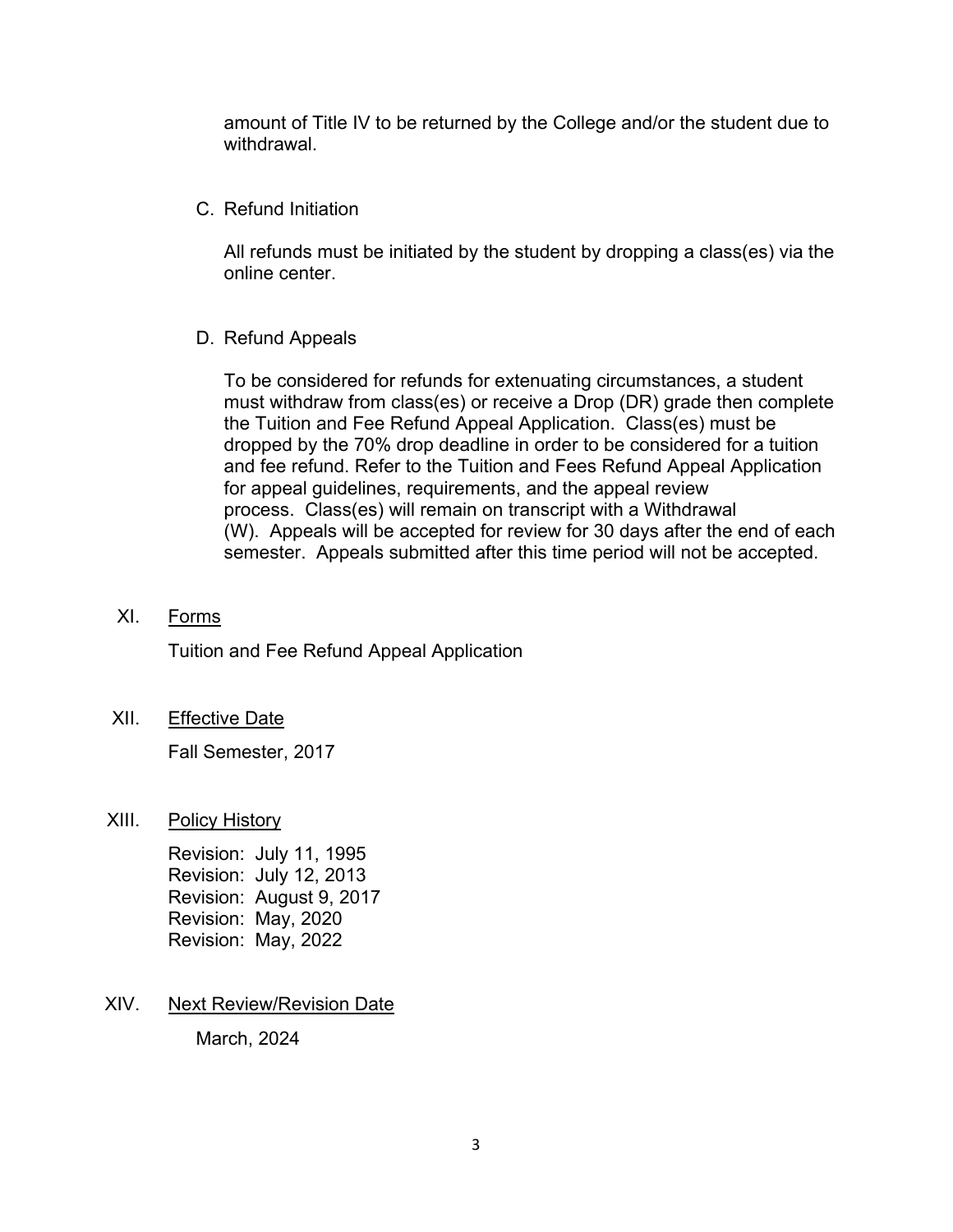amount of Title IV to be returned by the College and/or the student due to withdrawal.

C. Refund Initiation

All refunds must be initiated by the student by dropping a class(es) via the online center.

D. Refund Appeals

To be considered for refunds for extenuating circumstances, a student must withdraw from class(es) or receive a Drop (DR) grade then complete the Tuition and Fee Refund Appeal Application. Class(es) must be dropped by the 70% drop deadline in order to be considered for a tuition and fee refund. Refer to the Tuition and Fees Refund Appeal Application for appeal guidelines, requirements, and the appeal review process. Class(es) will remain on transcript with a Withdrawal (W). Appeals will be accepted for review for 30 days after the end of each semester. Appeals submitted after this time period will not be accepted.

## XI. Forms

Tuition and Fee Refund Appeal Application

## XII. Effective Date

Fall Semester, 2017

## XIII. Policy History

Revision: July 11, 1995
Revision: July 12, 2013
Revision: August 9, 2017
Revision: May, 2020
Revision: May, 2022

## XIV. Next Review/Revision Date

March, 2024